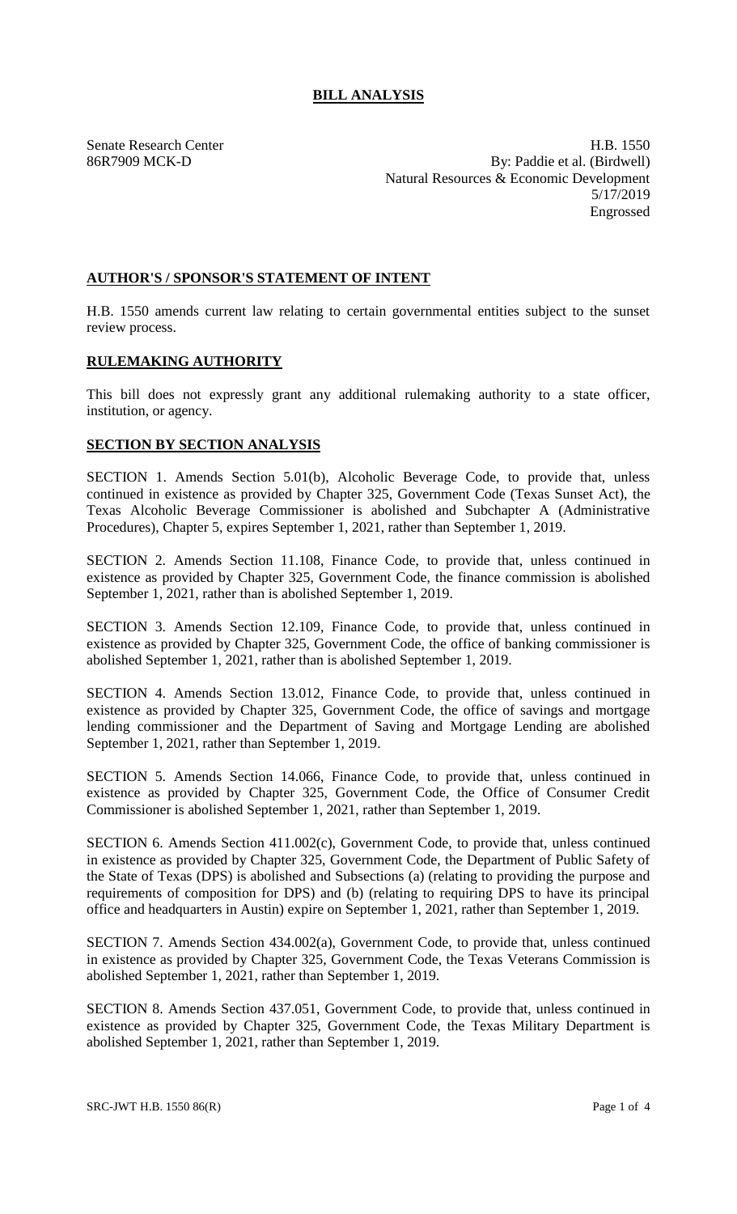# BILL ANALYSIS

Senate Research Center
86R7909 MCK-D

H.B. 1550
By: Paddie et al. (Birdwell)
Natural Resources & Economic Development
5/17/2019
Engrossed

## AUTHOR'S / SPONSOR'S STATEMENT OF INTENT

H.B. 1550 amends current law relating to certain governmental entities subject to the sunset review process.

## RULEMAKING AUTHORITY

This bill does not expressly grant any additional rulemaking authority to a state officer, institution, or agency.

## SECTION BY SECTION ANALYSIS

SECTION 1. Amends Section 5.01(b), Alcoholic Beverage Code, to provide that, unless continued in existence as provided by Chapter 325, Government Code (Texas Sunset Act), the Texas Alcoholic Beverage Commissioner is abolished and Subchapter A (Administrative Procedures), Chapter 5, expires September 1, 2021, rather than September 1, 2019.

SECTION 2. Amends Section 11.108, Finance Code, to provide that, unless continued in existence as provided by Chapter 325, Government Code, the finance commission is abolished September 1, 2021, rather than is abolished September 1, 2019.

SECTION 3. Amends Section 12.109, Finance Code, to provide that, unless continued in existence as provided by Chapter 325, Government Code, the office of banking commissioner is abolished September 1, 2021, rather than is abolished September 1, 2019.

SECTION 4. Amends Section 13.012, Finance Code, to provide that, unless continued in existence as provided by Chapter 325, Government Code, the office of savings and mortgage lending commissioner and the Department of Saving and Mortgage Lending are abolished September 1, 2021, rather than September 1, 2019.

SECTION 5. Amends Section 14.066, Finance Code, to provide that, unless continued in existence as provided by Chapter 325, Government Code, the Office of Consumer Credit Commissioner is abolished September 1, 2021, rather than September 1, 2019.

SECTION 6. Amends Section 411.002(c), Government Code, to provide that, unless continued in existence as provided by Chapter 325, Government Code, the Department of Public Safety of the State of Texas (DPS) is abolished and Subsections (a) (relating to providing the purpose and requirements of composition for DPS) and (b) (relating to requiring DPS to have its principal office and headquarters in Austin) expire on September 1, 2021, rather than September 1, 2019.

SECTION 7. Amends Section 434.002(a), Government Code, to provide that, unless continued in existence as provided by Chapter 325, Government Code, the Texas Veterans Commission is abolished September 1, 2021, rather than September 1, 2019.

SECTION 8. Amends Section 437.051, Government Code, to provide that, unless continued in existence as provided by Chapter 325, Government Code, the Texas Military Department is abolished September 1, 2021, rather than September 1, 2019.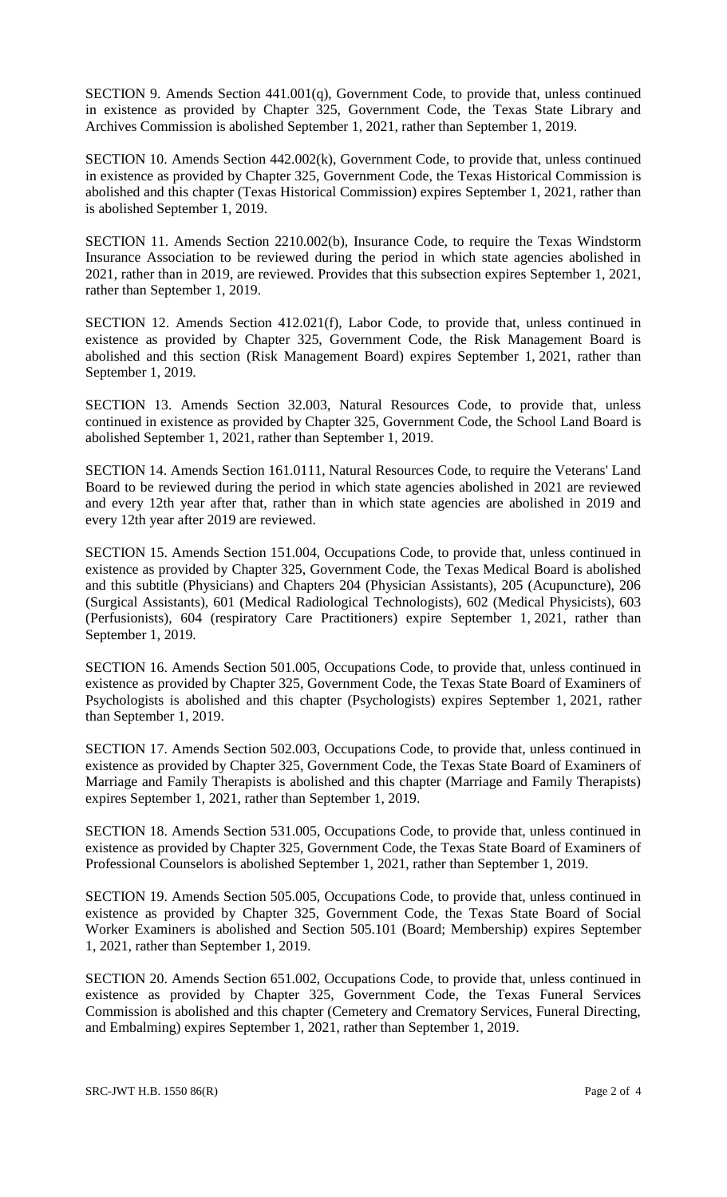SECTION 9. Amends Section 441.001(q), Government Code, to provide that, unless continued in existence as provided by Chapter 325, Government Code, the Texas State Library and Archives Commission is abolished September 1, 2021, rather than September 1, 2019.

SECTION 10. Amends Section 442.002(k), Government Code, to provide that, unless continued in existence as provided by Chapter 325, Government Code, the Texas Historical Commission is abolished and this chapter (Texas Historical Commission) expires September 1, 2021, rather than is abolished September 1, 2019.

SECTION 11. Amends Section 2210.002(b), Insurance Code, to require the Texas Windstorm Insurance Association to be reviewed during the period in which state agencies abolished in 2021, rather than in 2019, are reviewed. Provides that this subsection expires September 1, 2021, rather than September 1, 2019.

SECTION 12. Amends Section 412.021(f), Labor Code, to provide that, unless continued in existence as provided by Chapter 325, Government Code, the Risk Management Board is abolished and this section (Risk Management Board) expires September 1, 2021, rather than September 1, 2019.

SECTION 13. Amends Section 32.003, Natural Resources Code, to provide that, unless continued in existence as provided by Chapter 325, Government Code, the School Land Board is abolished September 1, 2021, rather than September 1, 2019.

SECTION 14. Amends Section 161.0111, Natural Resources Code, to require the Veterans' Land Board to be reviewed during the period in which state agencies abolished in 2021 are reviewed and every 12th year after that, rather than in which state agencies are abolished in 2019 and every 12th year after 2019 are reviewed.

SECTION 15. Amends Section 151.004, Occupations Code, to provide that, unless continued in existence as provided by Chapter 325, Government Code, the Texas Medical Board is abolished and this subtitle (Physicians) and Chapters 204 (Physician Assistants), 205 (Acupuncture), 206 (Surgical Assistants), 601 (Medical Radiological Technologists), 602 (Medical Physicists), 603 (Perfusionists), 604 (respiratory Care Practitioners) expire September 1, 2021, rather than September 1, 2019.

SECTION 16. Amends Section 501.005, Occupations Code, to provide that, unless continued in existence as provided by Chapter 325, Government Code, the Texas State Board of Examiners of Psychologists is abolished and this chapter (Psychologists) expires September 1, 2021, rather than September 1, 2019.

SECTION 17. Amends Section 502.003, Occupations Code, to provide that, unless continued in existence as provided by Chapter 325, Government Code, the Texas State Board of Examiners of Marriage and Family Therapists is abolished and this chapter (Marriage and Family Therapists) expires September 1, 2021, rather than September 1, 2019.

SECTION 18. Amends Section 531.005, Occupations Code, to provide that, unless continued in existence as provided by Chapter 325, Government Code, the Texas State Board of Examiners of Professional Counselors is abolished September 1, 2021, rather than September 1, 2019.

SECTION 19. Amends Section 505.005, Occupations Code, to provide that, unless continued in existence as provided by Chapter 325, Government Code, the Texas State Board of Social Worker Examiners is abolished and Section 505.101 (Board; Membership) expires September 1, 2021, rather than September 1, 2019.

SECTION 20. Amends Section 651.002, Occupations Code, to provide that, unless continued in existence as provided by Chapter 325, Government Code, the Texas Funeral Services Commission is abolished and this chapter (Cemetery and Crematory Services, Funeral Directing, and Embalming) expires September 1, 2021, rather than September 1, 2019.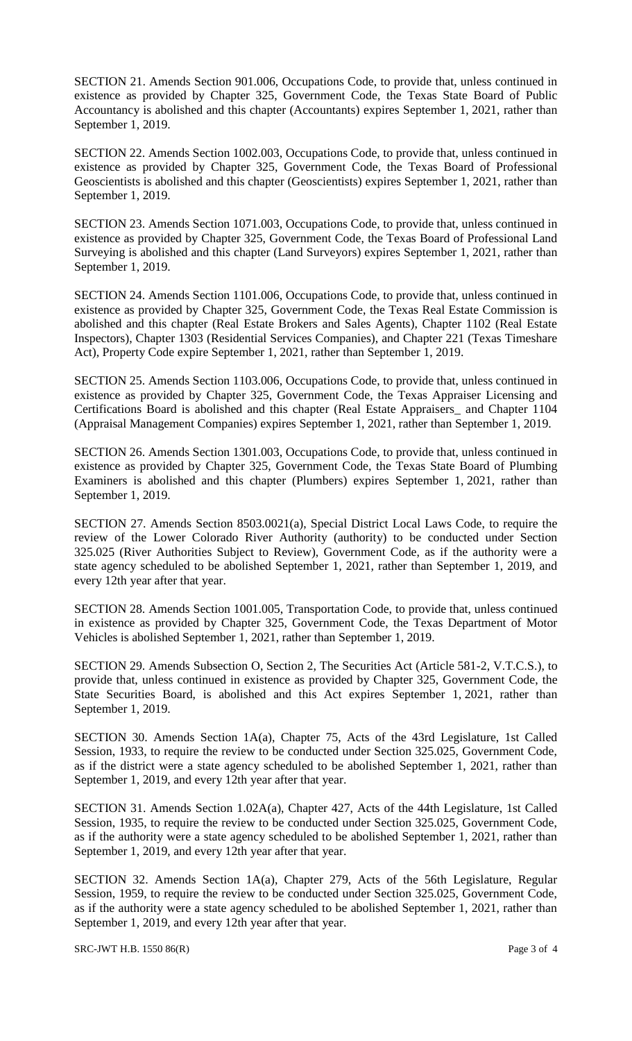SECTION 21. Amends Section 901.006, Occupations Code, to provide that, unless continued in existence as provided by Chapter 325, Government Code, the Texas State Board of Public Accountancy is abolished and this chapter (Accountants) expires September 1, 2021, rather than September 1, 2019.

SECTION 22. Amends Section 1002.003, Occupations Code, to provide that, unless continued in existence as provided by Chapter 325, Government Code, the Texas Board of Professional Geoscientists is abolished and this chapter (Geoscientists) expires September 1, 2021, rather than September 1, 2019.

SECTION 23. Amends Section 1071.003, Occupations Code, to provide that, unless continued in existence as provided by Chapter 325, Government Code, the Texas Board of Professional Land Surveying is abolished and this chapter (Land Surveyors) expires September 1, 2021, rather than September 1, 2019.

SECTION 24. Amends Section 1101.006, Occupations Code, to provide that, unless continued in existence as provided by Chapter 325, Government Code, the Texas Real Estate Commission is abolished and this chapter (Real Estate Brokers and Sales Agents), Chapter 1102 (Real Estate Inspectors), Chapter 1303 (Residential Services Companies), and Chapter 221 (Texas Timeshare Act), Property Code expire September 1, 2021, rather than September 1, 2019.

SECTION 25. Amends Section 1103.006, Occupations Code, to provide that, unless continued in existence as provided by Chapter 325, Government Code, the Texas Appraiser Licensing and Certifications Board is abolished and this chapter (Real Estate Appraisers_ and Chapter 1104 (Appraisal Management Companies) expires September 1, 2021, rather than September 1, 2019.

SECTION 26. Amends Section 1301.003, Occupations Code, to provide that, unless continued in existence as provided by Chapter 325, Government Code, the Texas State Board of Plumbing Examiners is abolished and this chapter (Plumbers) expires September 1, 2021, rather than September 1, 2019.

SECTION 27. Amends Section 8503.0021(a), Special District Local Laws Code, to require the review of the Lower Colorado River Authority (authority) to be conducted under Section 325.025 (River Authorities Subject to Review), Government Code, as if the authority were a state agency scheduled to be abolished September 1, 2021, rather than September 1, 2019, and every 12th year after that year.

SECTION 28. Amends Section 1001.005, Transportation Code, to provide that, unless continued in existence as provided by Chapter 325, Government Code, the Texas Department of Motor Vehicles is abolished September 1, 2021, rather than September 1, 2019.

SECTION 29. Amends Subsection O, Section 2, The Securities Act (Article 581-2, V.T.C.S.), to provide that, unless continued in existence as provided by Chapter 325, Government Code, the State Securities Board, is abolished and this Act expires September 1, 2021, rather than September 1, 2019.

SECTION 30. Amends Section 1A(a), Chapter 75, Acts of the 43rd Legislature, 1st Called Session, 1933, to require the review to be conducted under Section 325.025, Government Code, as if the district were a state agency scheduled to be abolished September 1, 2021, rather than September 1, 2019, and every 12th year after that year.

SECTION 31. Amends Section 1.02A(a), Chapter 427, Acts of the 44th Legislature, 1st Called Session, 1935, to require the review to be conducted under Section 325.025, Government Code, as if the authority were a state agency scheduled to be abolished September 1, 2021, rather than September 1, 2019, and every 12th year after that year.

SECTION 32. Amends Section 1A(a), Chapter 279, Acts of the 56th Legislature, Regular Session, 1959, to require the review to be conducted under Section 325.025, Government Code, as if the authority were a state agency scheduled to be abolished September 1, 2021, rather than September 1, 2019, and every 12th year after that year.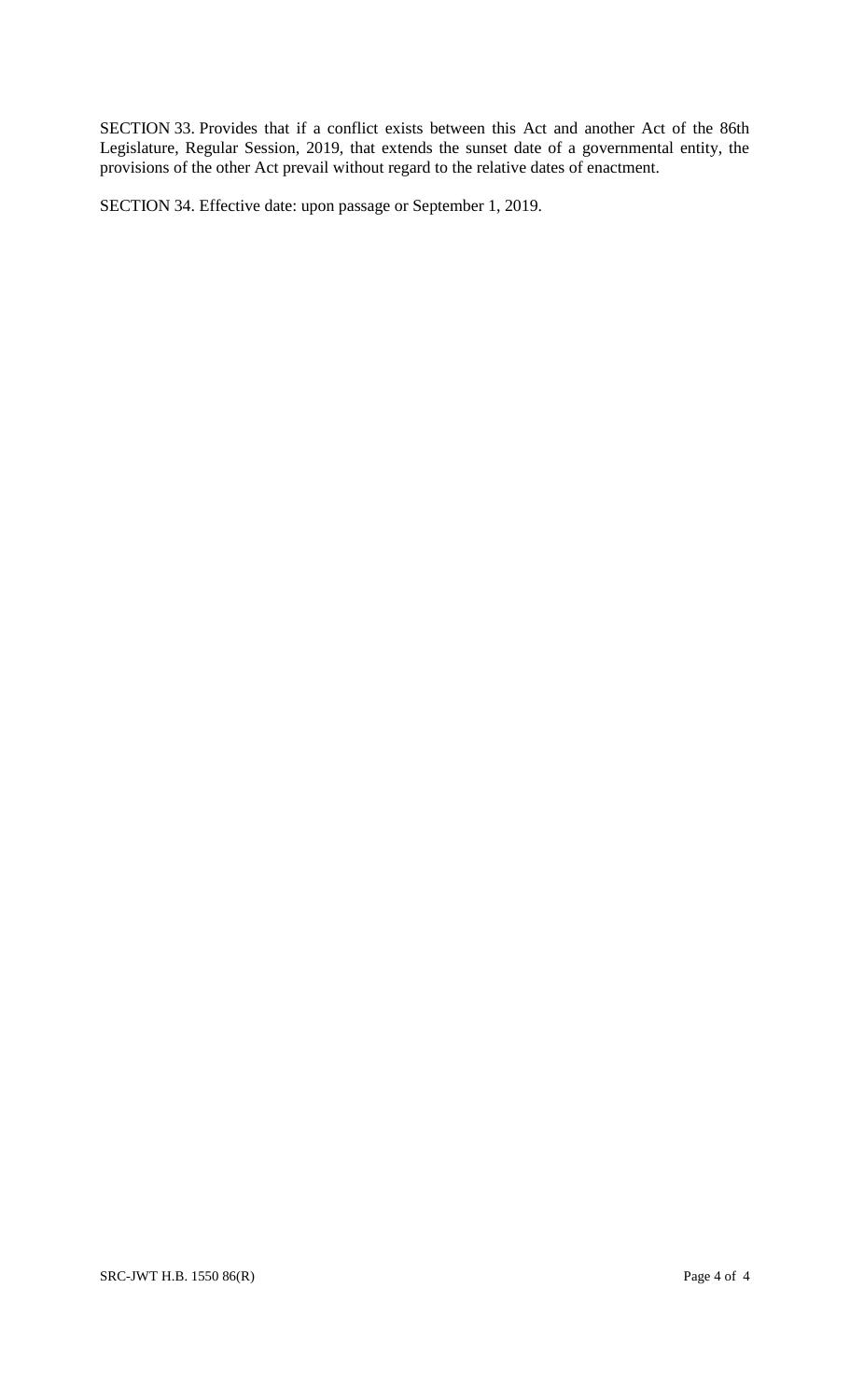SECTION 33. Provides that if a conflict exists between this Act and another Act of the 86th Legislature, Regular Session, 2019, that extends the sunset date of a governmental entity, the provisions of the other Act prevail without regard to the relative dates of enactment.

SECTION 34. Effective date: upon passage or September 1, 2019.